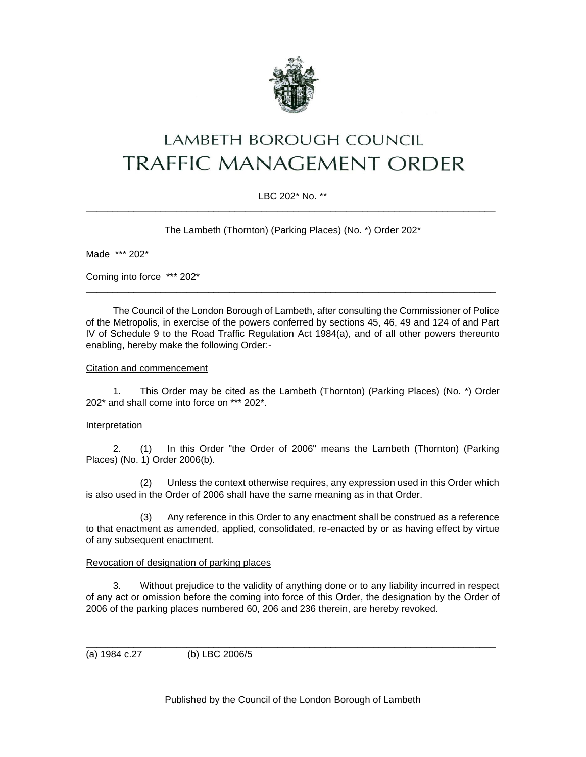# LAMBETH BOROUGH COUNCIL
# TRAFFIC MANAGEMENT ORDER

LBC 202* No. **

---

The Lambeth (Thornton) (Parking Places) (No. *) Order 202*

Made *** 202*

Coming into force *** 202*

---

The Council of the London Borough of Lambeth, after consulting the Commissioner of Police of the Metropolis, in exercise of the powers conferred by sections 45, 46, 49 and 124 of and Part IV of Schedule 9 to the Road Traffic Regulation Act 1984(a), and of all other powers thereunto enabling, hereby make the following Order:-

<u>Citation and commencement</u>

1. This Order may be cited as the Lambeth (Thornton) (Parking Places) (No. *) Order 202* and shall come into force on *** 202*.

<u>Interpretation</u>

2. (1) In this Order "the Order of 2006" means the Lambeth (Thornton) (Parking Places) (No. 1) Order 2006(b).

(2) Unless the context otherwise requires, any expression used in this Order which is also used in the Order of 2006 shall have the same meaning as in that Order.

(3) Any reference in this Order to any enactment shall be construed as a reference to that enactment as amended, applied, consolidated, re-enacted by or as having effect by virtue of any subsequent enactment.

<u>Revocation of designation of parking places</u>

3. Without prejudice to the validity of anything done or to any liability incurred in respect of any act or omission before the coming into force of this Order, the designation by the Order of 2006 of the parking places numbered 60, 206 and 236 therein, are hereby revoked.

---

(a) 1984 c.27 (b) LBC 2006/5

Published by the Council of the London Borough of Lambeth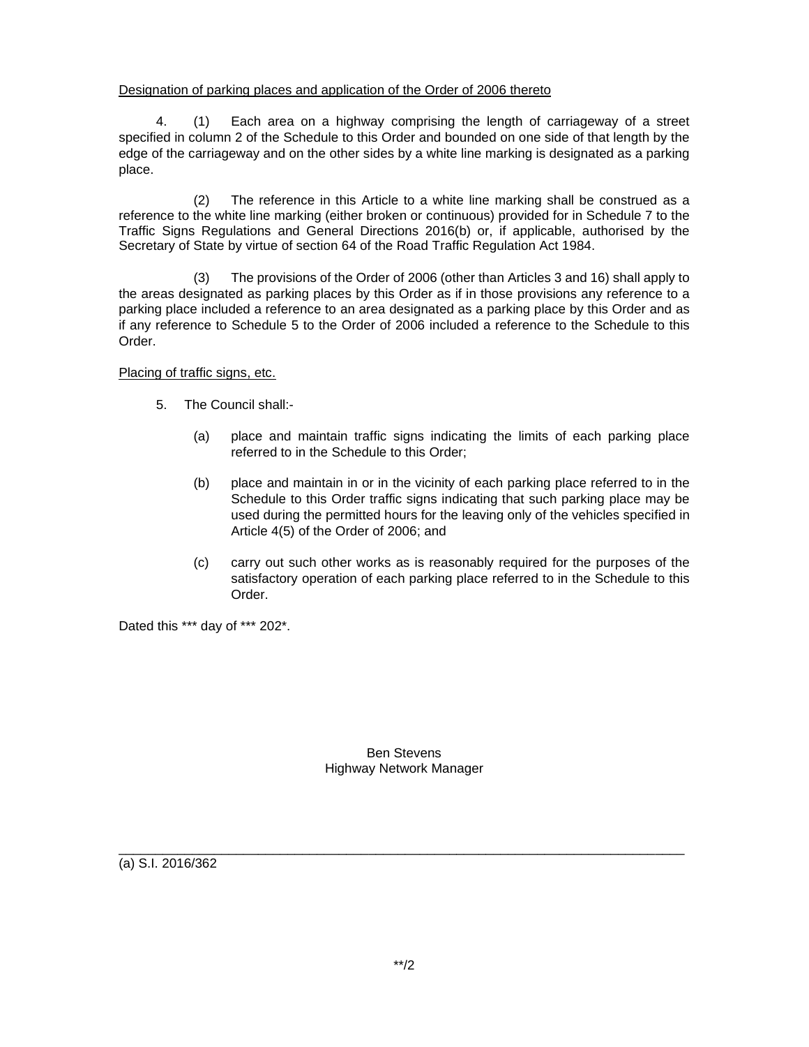Designation of parking places and application of the Order of 2006 thereto

4. (1) Each area on a highway comprising the length of carriageway of a street specified in column 2 of the Schedule to this Order and bounded on one side of that length by the edge of the carriageway and on the other sides by a white line marking is designated as a parking place.

(2) The reference in this Article to a white line marking shall be construed as a reference to the white line marking (either broken or continuous) provided for in Schedule 7 to the Traffic Signs Regulations and General Directions 2016(b) or, if applicable, authorised by the Secretary of State by virtue of section 64 of the Road Traffic Regulation Act 1984.

(3) The provisions of the Order of 2006 (other than Articles 3 and 16) shall apply to the areas designated as parking places by this Order as if in those provisions any reference to a parking place included a reference to an area designated as a parking place by this Order and as if any reference to Schedule 5 to the Order of 2006 included a reference to the Schedule to this Order.

Placing of traffic signs, etc.

5. The Council shall:-

(a) place and maintain traffic signs indicating the limits of each parking place referred to in the Schedule to this Order;

(b) place and maintain in or in the vicinity of each parking place referred to in the Schedule to this Order traffic signs indicating that such parking place may be used during the permitted hours for the leaving only of the vehicles specified in Article 4(5) of the Order of 2006; and

(c) carry out such other works as is reasonably required for the purposes of the satisfactory operation of each parking place referred to in the Schedule to this Order.

Dated this *** day of *** 202*.

Ben Stevens
Highway Network Manager

---

(a) S.I. 2016/362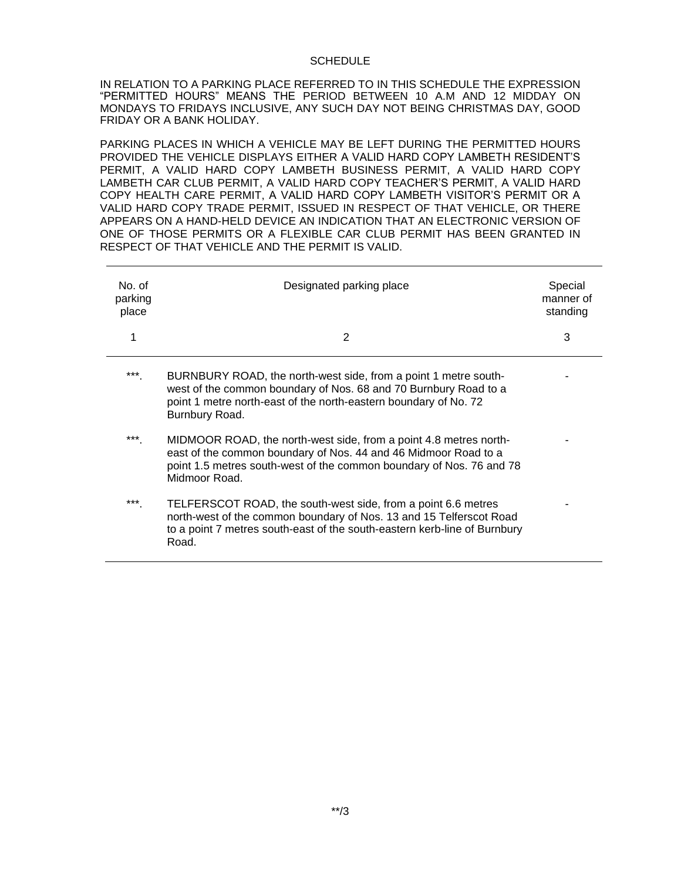SCHEDULE

IN RELATION TO A PARKING PLACE REFERRED TO IN THIS SCHEDULE THE EXPRESSION "PERMITTED HOURS" MEANS THE PERIOD BETWEEN 10 A.M AND 12 MIDDAY ON MONDAYS TO FRIDAYS INCLUSIVE, ANY SUCH DAY NOT BEING CHRISTMAS DAY, GOOD FRIDAY OR A BANK HOLIDAY.

PARKING PLACES IN WHICH A VEHICLE MAY BE LEFT DURING THE PERMITTED HOURS PROVIDED THE VEHICLE DISPLAYS EITHER A VALID HARD COPY LAMBETH RESIDENT'S PERMIT, A VALID HARD COPY LAMBETH BUSINESS PERMIT, A VALID HARD COPY LAMBETH CAR CLUB PERMIT, A VALID HARD COPY TEACHER'S PERMIT, A VALID HARD COPY HEALTH CARE PERMIT, A VALID HARD COPY LAMBETH VISITOR'S PERMIT OR A VALID HARD COPY TRADE PERMIT, ISSUED IN RESPECT OF THAT VEHICLE, OR THERE APPEARS ON A HAND-HELD DEVICE AN INDICATION THAT AN ELECTRONIC VERSION OF ONE OF THOSE PERMITS OR A FLEXIBLE CAR CLUB PERMIT HAS BEEN GRANTED IN RESPECT OF THAT VEHICLE AND THE PERMIT IS VALID.

| No. of parking place | Designated parking place | Special manner of standing |
|---|---|---|
| 1 | 2 | 3 |
| ***. | BURNBURY ROAD, the north-west side, from a point 1 metre south-west of the common boundary of Nos. 68 and 70 Burnbury Road to a point 1 metre north-east of the north-eastern boundary of No. 72 Burnbury Road. | - |
| ***. | MIDMOOR ROAD, the north-west side, from a point 4.8 metres north-east of the common boundary of Nos. 44 and 46 Midmoor Road to a point 1.5 metres south-west of the common boundary of Nos. 76 and 78 Midmoor Road. | - |
| ***. | TELFERSCOT ROAD, the south-west side, from a point 6.6 metres north-west of the common boundary of Nos. 13 and 15 Telferscot Road to a point 7 metres south-east of the south-eastern kerb-line of Burnbury Road. | - |